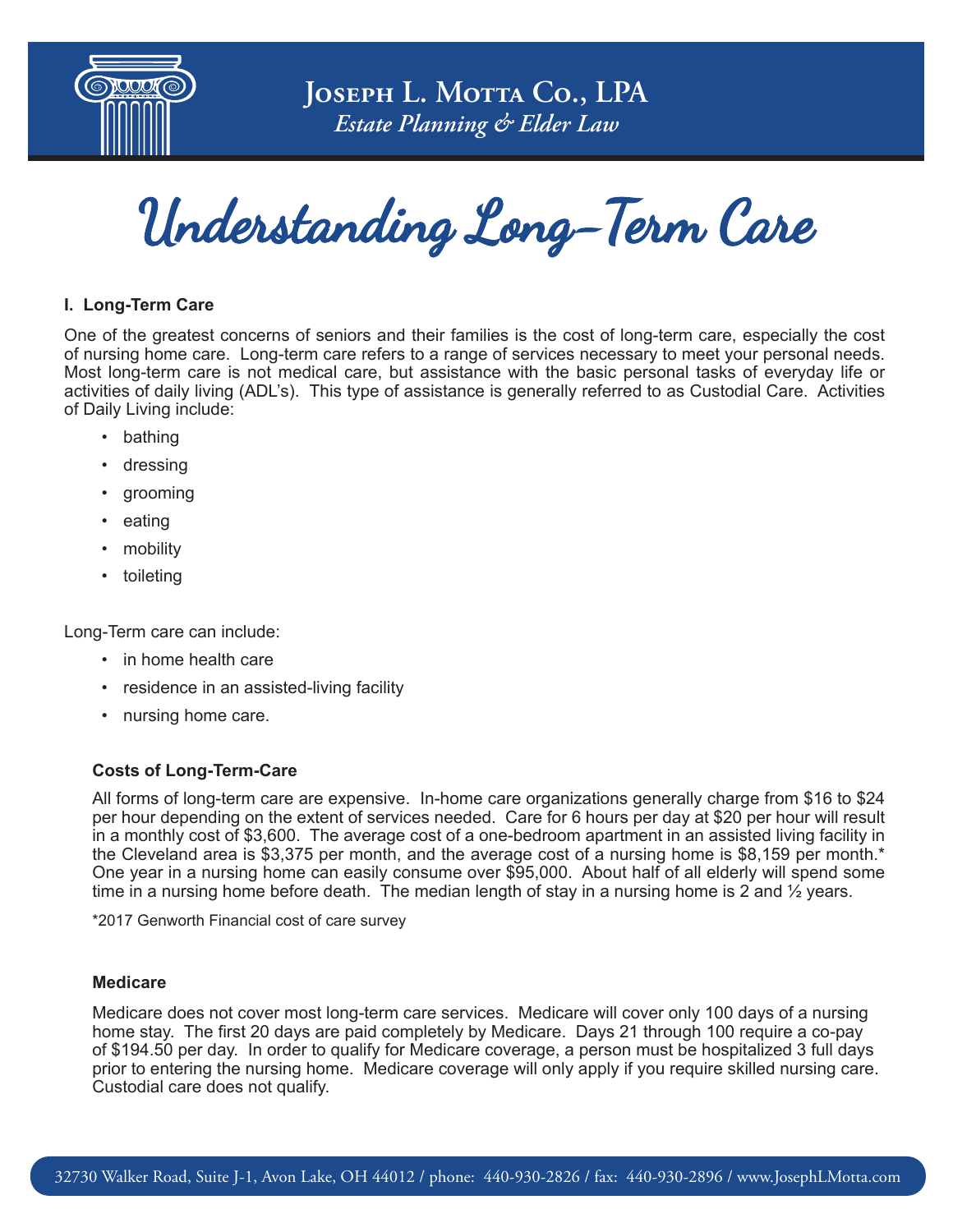# Joseph L. Motta Co., LPA

*Estate Planning & Elder Law*

# Understanding Long-Term Care

## I. Long-Term Care

One of the greatest concerns of seniors and their families is the cost of long-term care, especially the cost of nursing home care. Long-term care refers to a range of services necessary to meet your personal needs. Most long-term care is not medical care, but assistance with the basic personal tasks of everyday life or activities of daily living (ADL's). This type of assistance is generally referred to as Custodial Care. Activities of Daily Living include:

- bathing
- dressing
- grooming
- eating
- mobility
- toileting

Long-Term care can include:

- in home health care
- residence in an assisted-living facility
- nursing home care.

### Costs of Long-Term-Care

All forms of long-term care are expensive. In-home care organizations generally charge from $16 to $24 per hour depending on the extent of services needed. Care for 6 hours per day at $20 per hour will result in a monthly cost of $3,600. The average cost of a one-bedroom apartment in an assisted living facility in the Cleveland area is $3,375 per month, and the average cost of a nursing home is $8,159 per month.* One year in a nursing home can easily consume over $95,000. About half of all elderly will spend some time in a nursing home before death. The median length of stay in a nursing home is 2 and ½ years.

*2017 Genworth Financial cost of care survey

### Medicare

Medicare does not cover most long-term care services. Medicare will cover only 100 days of a nursing home stay. The first 20 days are paid completely by Medicare. Days 21 through 100 require a co-pay of $194.50 per day. In order to qualify for Medicare coverage, a person must be hospitalized 3 full days prior to entering the nursing home. Medicare coverage will only apply if you require skilled nursing care. Custodial care does not qualify.

32730 Walker Road, Suite J-1, Avon Lake, OH 44012 / phone: 440-930-2826 / fax: 440-930-2896 / www.JosephLMotta.com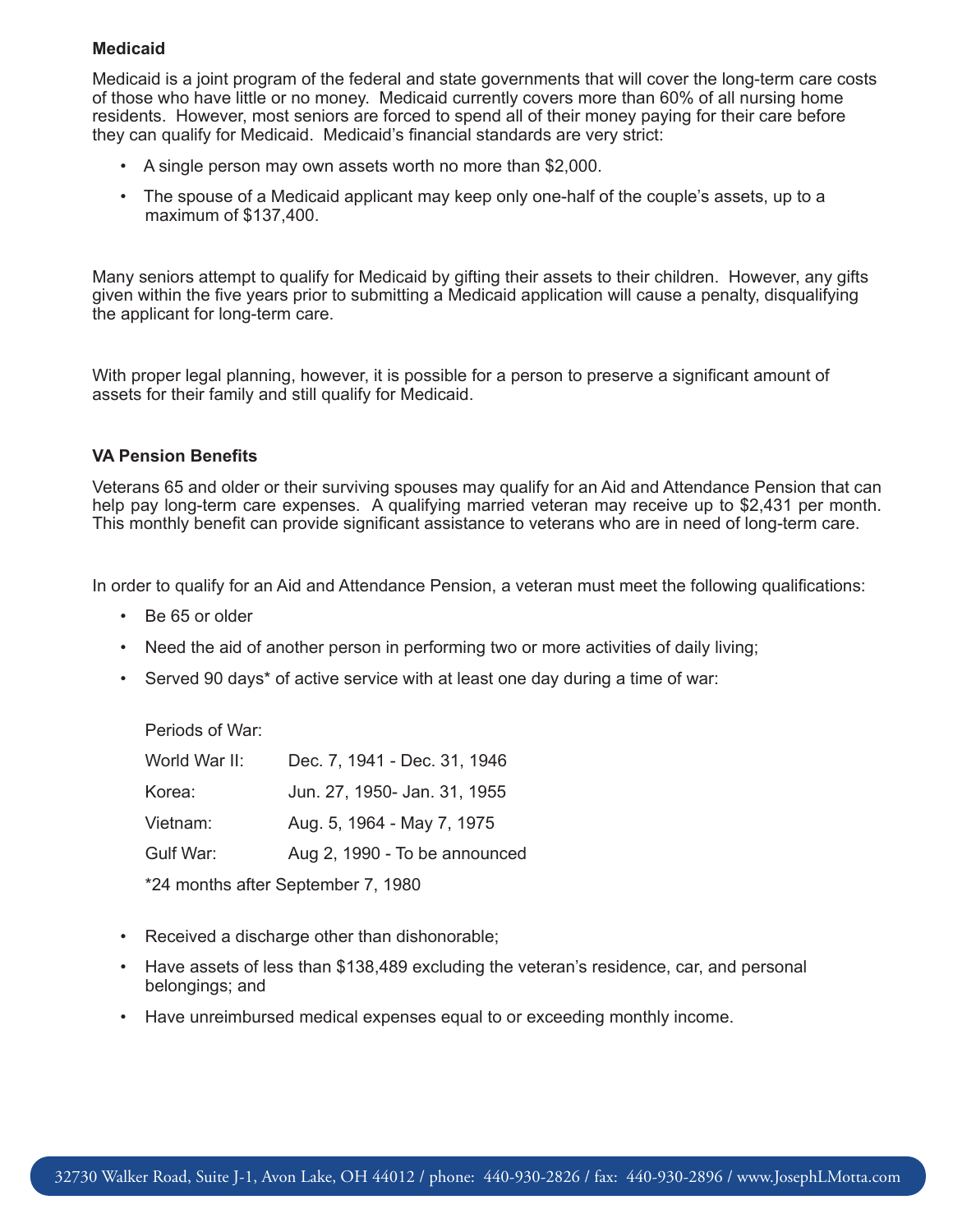### Medicaid

Medicaid is a joint program of the federal and state governments that will cover the long-term care costs of those who have little or no money. Medicaid currently covers more than 60% of all nursing home residents. However, most seniors are forced to spend all of their money paying for their care before they can qualify for Medicaid. Medicaid's financial standards are very strict:

- A single person may own assets worth no more than $2,000.
- The spouse of a Medicaid applicant may keep only one-half of the couple's assets, up to a maximum of $137,400.

Many seniors attempt to qualify for Medicaid by gifting their assets to their children. However, any gifts given within the five years prior to submitting a Medicaid application will cause a penalty, disqualifying the applicant for long-term care.

With proper legal planning, however, it is possible for a person to preserve a significant amount of assets for their family and still qualify for Medicaid.

### VA Pension Benefits

Veterans 65 and older or their surviving spouses may qualify for an Aid and Attendance Pension that can help pay long-term care expenses. A qualifying married veteran may receive up to $2,431 per month. This monthly benefit can provide significant assistance to veterans who are in need of long-term care.

In order to qualify for an Aid and Attendance Pension, a veteran must meet the following qualifications:

- Be 65 or older
- Need the aid of another person in performing two or more activities of daily living;
- Served 90 days* of active service with at least one day during a time of war:

  Periods of War:

  | | |
  |---|---|
  | World War II: | Dec. 7, 1941 - Dec. 31, 1946 |
  | Korea: | Jun. 27, 1950- Jan. 31, 1955 |
  | Vietnam: | Aug. 5, 1964 - May 7, 1975 |
  | Gulf War: | Aug 2, 1990 - To be announced |

  *24 months after September 7, 1980

- Received a discharge other than dishonorable;
- Have assets of less than $138,489 excluding the veteran's residence, car, and personal belongings; and
- Have unreimbursed medical expenses equal to or exceeding monthly income.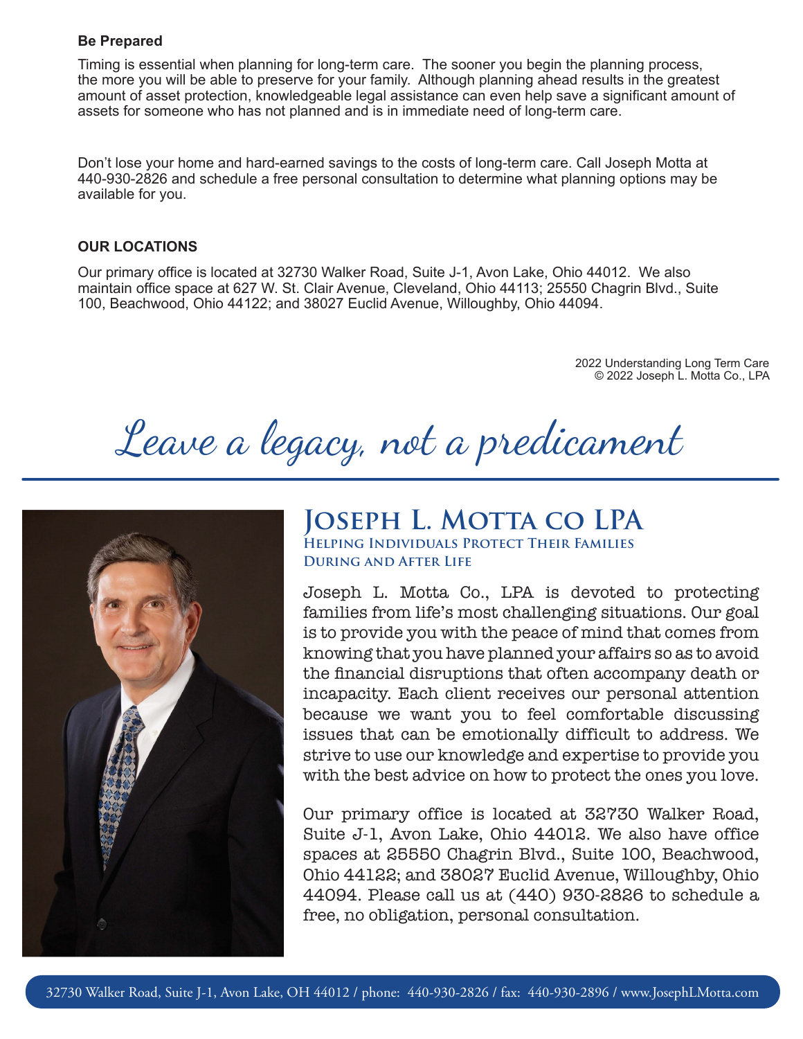### Be Prepared

Timing is essential when planning for long-term care. The sooner you begin the planning process, the more you will be able to preserve for your family. Although planning ahead results in the greatest amount of asset protection, knowledgeable legal assistance can even help save a significant amount of assets for someone who has not planned and is in immediate need of long-term care.

Don't lose your home and hard-earned savings to the costs of long-term care. Call Joseph Motta at 440-930-2826 and schedule a free personal consultation to determine what planning options may be available for you.

### OUR LOCATIONS

Our primary office is located at 32730 Walker Road, Suite J-1, Avon Lake, Ohio 44012. We also maintain office space at 627 W. St. Clair Avenue, Cleveland, Ohio 44113; 25550 Chagrin Blvd., Suite 100, Beachwood, Ohio 44122; and 38027 Euclid Avenue, Willoughby, Ohio 44094.

2022 Understanding Long Term Care
© 2022 Joseph L. Motta Co., LPA

*Leave a legacy, not a predicament*

## Joseph L. Motta co LPA

**Helping Individuals Protect Their Families During and After Life**

Joseph L. Motta Co., LPA is devoted to protecting families from life's most challenging situations. Our goal is to provide you with the peace of mind that comes from knowing that you have planned your affairs so as to avoid the financial disruptions that often accompany death or incapacity. Each client receives our personal attention because we want you to feel comfortable discussing issues that can be emotionally difficult to address. We strive to use our knowledge and expertise to provide you with the best advice on how to protect the ones you love.

Our primary office is located at 32730 Walker Road, Suite J-1, Avon Lake, Ohio 44012. We also have office spaces at 25550 Chagrin Blvd., Suite 100, Beachwood, Ohio 44122; and 38027 Euclid Avenue, Willoughby, Ohio 44094. Please call us at (440) 930-2826 to schedule a free, no obligation, personal consultation.

32730 Walker Road, Suite J-1, Avon Lake, OH 44012 / phone: 440-930-2826 / fax: 440-930-2896 / www.JosephLMotta.com